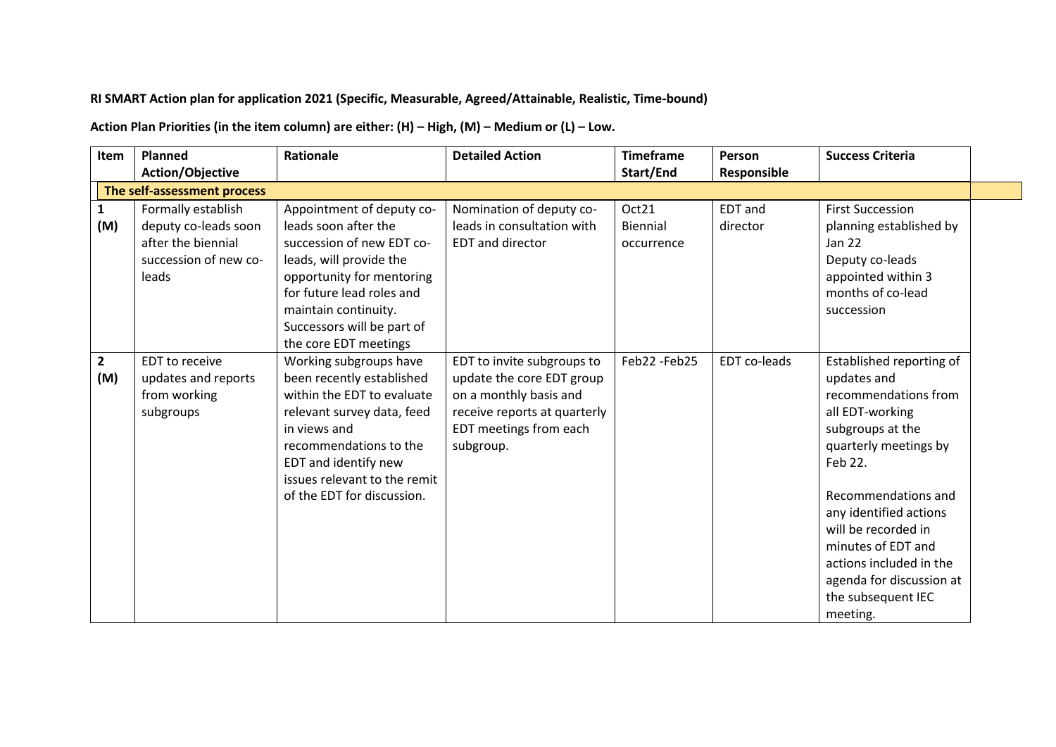**RI SMART Action plan for application 2021 (Specific, Measurable, Agreed/Attainable, Realistic, Time-bound)**

**Action Plan Priorities (in the item column) are either: (H) – High, (M) – Medium or (L) – Low.**

| Item | Planned Action/Objective | Rationale | Detailed Action | Timeframe Start/End | Person Responsible | Success Criteria |
|---|---|---|---|---|---|---|
| **The self-assessment process** | | | | | | |
| **1 (M)** | Formally establish deputy co-leads soon after the biennial succession of new co-leads | Appointment of deputy co-leads soon after the succession of new EDT co-leads, will provide the opportunity for mentoring for future lead roles and maintain continuity. Successors will be part of the core EDT meetings | Nomination of deputy co-leads in consultation with EDT and director | Oct21 Biennial occurrence | EDT and director | First Succession planning established by Jan 22<br>Deputy co-leads appointed within 3 months of co-lead succession |
| **2 (M)** | EDT to receive updates and reports from working subgroups | Working subgroups have been recently established within the EDT to evaluate relevant survey data, feed in views and recommendations to the EDT and identify new issues relevant to the remit of the EDT for discussion. | EDT to invite subgroups to update the core EDT group on a monthly basis and receive reports at quarterly EDT meetings from each subgroup. | Feb22 -Feb25 | EDT co-leads | Established reporting of updates and recommendations from all EDT-working subgroups at the quarterly meetings by Feb 22.<br><br>Recommendations and any identified actions will be recorded in minutes of EDT and actions included in the agenda for discussion at the subsequent IEC meeting. |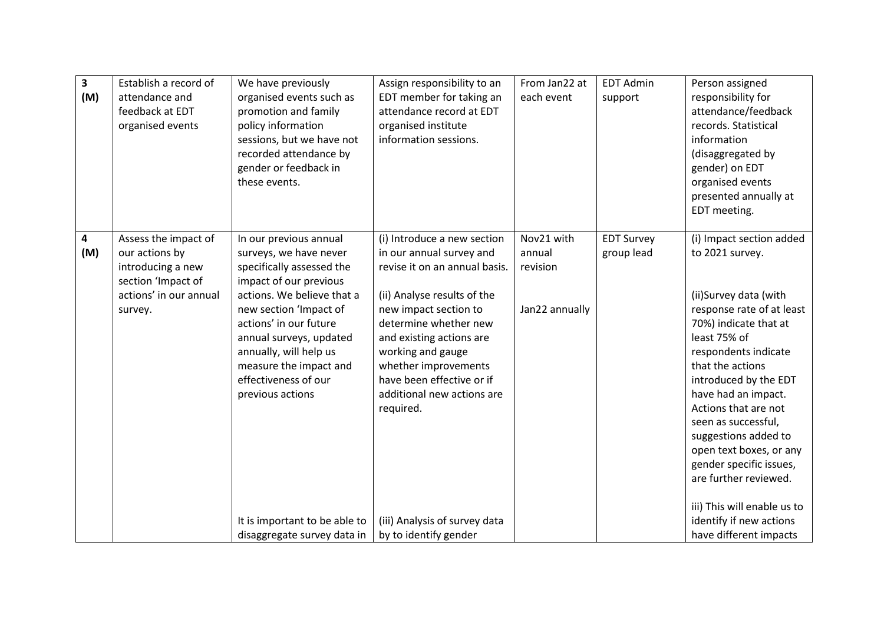| | | | | | | |
|---|---|---|---|---|---|---|
| **3 (M)** | Establish a record of attendance and feedback at EDT organised events | We have previously organised events such as promotion and family policy information sessions, but we have not recorded attendance by gender or feedback in these events. | Assign responsibility to an EDT member for taking an attendance record at EDT organised institute information sessions. | From Jan22 at each event | EDT Admin support | Person assigned responsibility for attendance/feedback records. Statistical information (disaggregated by gender) on EDT organised events presented annually at EDT meeting. |
| **4 (M)** | Assess the impact of our actions by introducing a new section 'Impact of actions' in our annual survey. | In our previous annual surveys, we have never specifically assessed the impact of our previous actions. We believe that a new section 'Impact of actions' in our future annual surveys, updated annually, will help us measure the impact and effectiveness of our previous actions<br><br>It is important to be able to disaggregate survey data in | (i) Introduce a new section in our annual survey and revise it on an annual basis.<br><br>(ii) Analyse results of the new impact section to determine whether new and existing actions are working and gauge whether improvements have been effective or if additional new actions are required.<br><br>(iii) Analysis of survey data by to identify gender | Nov21 with annual revision<br><br>Jan22 annually | EDT Survey group lead | (i) Impact section added to 2021 survey.<br><br>(ii)Survey data (with response rate of at least 70%) indicate that at least 75% of respondents indicate that the actions introduced by the EDT have had an impact. Actions that are not seen as successful, suggestions added to open text boxes, or any gender specific issues, are further reviewed.<br><br>iii) This will enable us to identify if new actions have different impacts |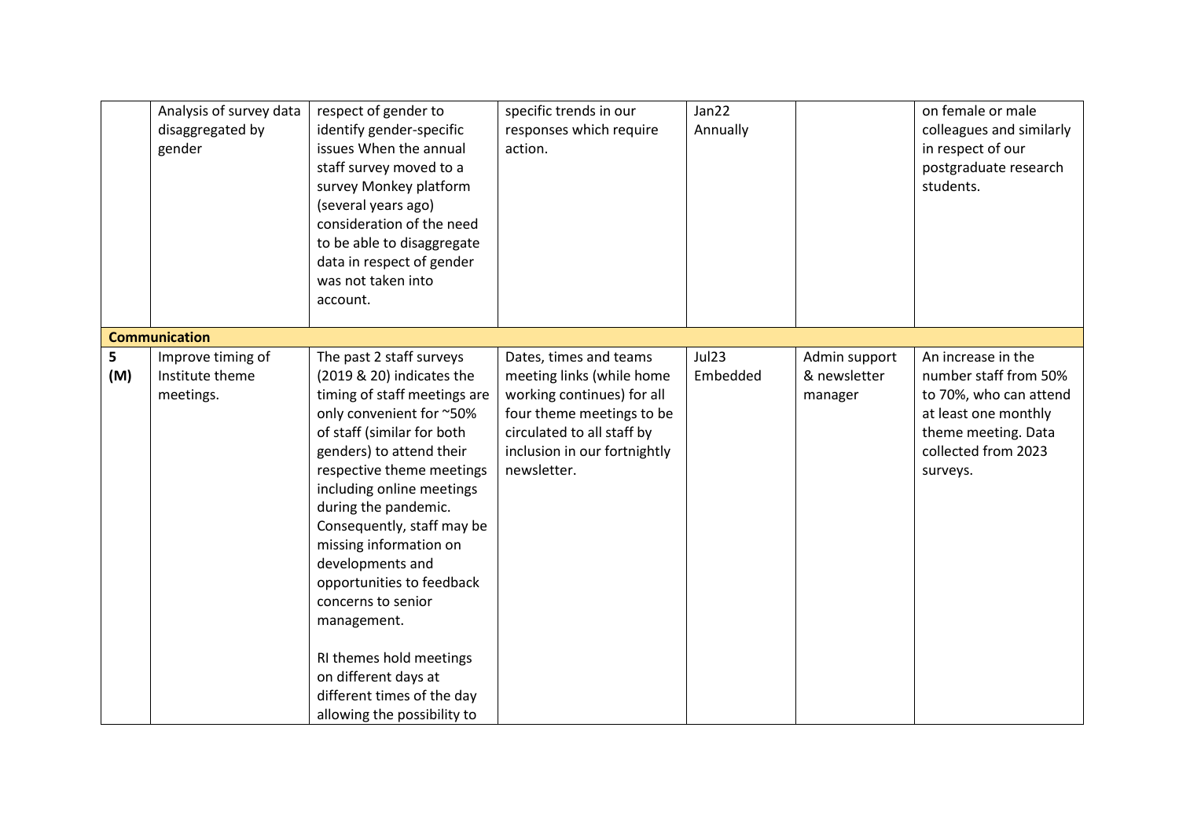| | | | | | | |
|---|---|---|---|---|---|---|
| | Analysis of survey data disaggregated by gender | respect of gender to identify gender-specific issues When the annual staff survey moved to a survey Monkey platform (several years ago) consideration of the need to be able to disaggregate data in respect of gender was not taken into account. | specific trends in our responses which require action. | Jan22 Annually | | on female or male colleagues and similarly in respect of our postgraduate research students. |
| **Communication** | | | | | | |
| **5 (M)** | Improve timing of Institute theme meetings. | The past 2 staff surveys (2019 & 20) indicates the timing of staff meetings are only convenient for ~50% of staff (similar for both genders) to attend their respective theme meetings including online meetings during the pandemic. Consequently, staff may be missing information on developments and opportunities to feedback concerns to senior management.<br><br>RI themes hold meetings on different days at different times of the day allowing the possibility to | Dates, times and teams meeting links (while home working continues) for all four theme meetings to be circulated to all staff by inclusion in our fortnightly newsletter. | Jul23 Embedded | Admin support & newsletter manager | An increase in the number staff from 50% to 70%, who can attend at least one monthly theme meeting. Data collected from 2023 surveys. |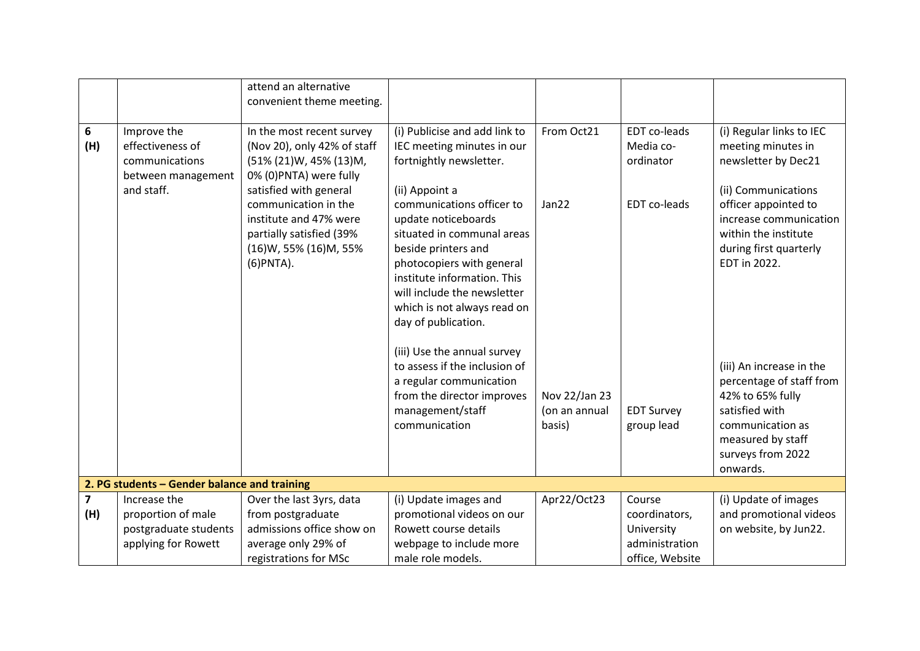| | | | | | | |
|---|---|---|---|---|---|---|
| | | attend an alternative convenient theme meeting. | | | | |
| **6 (H)** | Improve the effectiveness of communications between management and staff. | In the most recent survey (Nov 20), only 42% of staff (51% (21)W, 45% (13)M, 0% (0)PNTA) were fully satisfied with general communication in the institute and 47% were partially satisfied (39% (16)W, 55% (16)M, 55% (6)PNTA). | (i) Publicise and add link to IEC meeting minutes in our fortnightly newsletter.<br><br>(ii) Appoint a communications officer to update noticeboards situated in communal areas beside printers and photocopiers with general institute information. This will include the newsletter which is not always read on day of publication.<br><br>(iii) Use the annual survey to assess if the inclusion of a regular communication from the director improves management/staff communication | From Oct21<br><br>Jan22<br><br>Nov 22/Jan 23 (on an annual basis) | EDT co-leads Media co-ordinator<br><br>EDT co-leads<br><br>EDT Survey group lead | (i) Regular links to IEC meeting minutes in newsletter by Dec21<br><br>(ii) Communications officer appointed to increase communication within the institute during first quarterly EDT in 2022.<br><br>(iii) An increase in the percentage of staff from 42% to 65% fully satisfied with communication as measured by staff surveys from 2022 onwards. |
| **2. PG students – Gender balance and training** | | | | | | |
| **7 (H)** | Increase the proportion of male postgraduate students applying for Rowett | Over the last 3yrs, data from postgraduate admissions office show on average only 29% of registrations for MSc | (i) Update images and promotional videos on our Rowett course details webpage to include more male role models. | Apr22/Oct23 | Course coordinators, University administration office, Website | (i) Update of images and promotional videos on website, by Jun22. |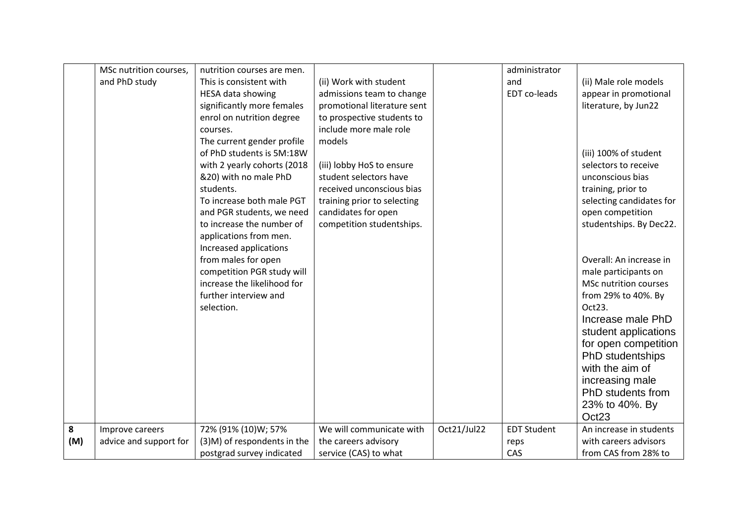| | | | | | | |
|---|---|---|---|---|---|---|
| | MSc nutrition courses, and PhD study | nutrition courses are men. This is consistent with HESA data showing significantly more females enrol on nutrition degree courses. The current gender profile of PhD students is 5M:18W with 2 yearly cohorts (2018 &20) with no male PhD students. To increase both male PGT and PGR students, we need to increase the number of applications from men. Increased applications from males for open competition PGR study will increase the likelihood for further interview and selection. | (ii) Work with student admissions team to change promotional literature sent to prospective students to include more male role models<br><br>(iii) lobby HoS to ensure student selectors have received unconscious bias training prior to selecting candidates for open competition studentships. | | administrator and EDT co-leads | (ii) Male role models appear in promotional literature, by Jun22<br><br>(iii) 100% of student selectors to receive unconscious bias training, prior to selecting candidates for open competition studentships. By Dec22.<br><br>Overall: An increase in male participants on MSc nutrition courses from 29% to 40%. By Oct23.<br>Increase male PhD student applications for open competition PhD studentships with the aim of increasing male PhD students from 23% to 40%. By Oct23 |
| **8 (M)** | Improve careers advice and support for | 72% (91% (10)W; 57% (3)M) of respondents in the postgrad survey indicated | We will communicate with the careers advisory service (CAS) to what | Oct21/Jul22 | EDT Student reps<br>CAS | An increase in students with careers advisors from CAS from 28% to |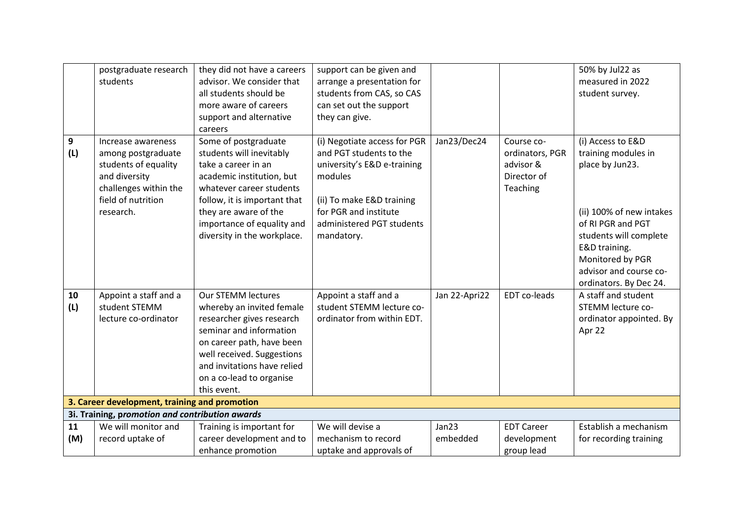| | | | | | | |
|---|---|---|---|---|---|---|
| | postgraduate research students | they did not have a careers advisor. We consider that all students should be more aware of careers support and alternative careers | support can be given and arrange a presentation for students from CAS, so CAS can set out the support they can give. | | | 50% by Jul22 as measured in 2022 student survey. |
| **9 (L)** | Increase awareness among postgraduate students of equality and diversity challenges within the field of nutrition research. | Some of postgraduate students will inevitably take a career in an academic institution, but whatever career students follow, it is important that they are aware of the importance of equality and diversity in the workplace. | (i) Negotiate access for PGR and PGT students to the university's E&D e-training modules<br><br>(ii) To make E&D training for PGR and institute administered PGT students mandatory. | Jan23/Dec24 | Course co-ordinators, PGR advisor & Director of Teaching | (i) Access to E&D training modules in place by Jun23.<br><br>(ii) 100% of new intakes of RI PGR and PGT students will complete E&D training. Monitored by PGR advisor and course co-ordinators. By Dec 24. |
| **10 (L)** | Appoint a staff and a student STEMM lecture co-ordinator | Our STEMM lectures whereby an invited female researcher gives research seminar and information on career path, have been well received. Suggestions and invitations have relied on a co-lead to organise this event. | Appoint a staff and a student STEMM lecture co-ordinator from within EDT. | Jan 22-Apri22 | EDT co-leads | A staff and student STEMM lecture co-ordinator appointed. By Apr 22 |
| **3. Career development, training and promotion** | | | | | | |
| **3i. Training, *promotion and contribution awards*** | | | | | | |
| **11 (M)** | We will monitor and record uptake of | Training is important for career development and to enhance promotion | We will devise a mechanism to record uptake and approvals of | Jan23 embedded | EDT Career development group lead | Establish a mechanism for recording training |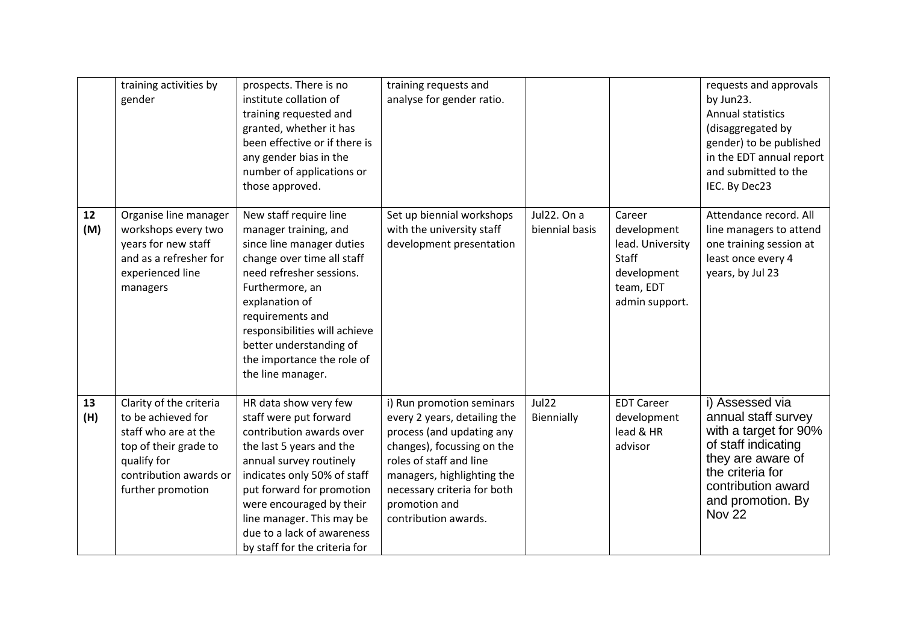| | | | | | | |
|---|---|---|---|---|---|---|
| | training activities by gender | prospects. There is no institute collation of training requested and granted, whether it has been effective or if there is any gender bias in the number of applications or those approved. | training requests and analyse for gender ratio. | | | requests and approvals by Jun23. Annual statistics (disaggregated by gender) to be published in the EDT annual report and submitted to the IEC. By Dec23 |
| **12 (M)** | Organise line manager workshops every two years for new staff and as a refresher for experienced line managers | New staff require line manager training, and since line manager duties change over time all staff need refresher sessions. Furthermore, an explanation of requirements and responsibilities will achieve better understanding of the importance the role of the line manager. | Set up biennial workshops with the university staff development presentation | Jul22. On a biennial basis | Career development lead. University Staff development team, EDT admin support. | Attendance record. All line managers to attend one training session at least once every 4 years, by Jul 23 |
| **13 (H)** | Clarity of the criteria to be achieved for staff who are at the top of their grade to qualify for contribution awards or further promotion | HR data show very few staff were put forward contribution awards over the last 5 years and the annual survey routinely indicates only 50% of staff put forward for promotion were encouraged by their line manager. This may be due to a lack of awareness by staff for the criteria for | i) Run promotion seminars every 2 years, detailing the process (and updating any changes), focussing on the roles of staff and line managers, highlighting the necessary criteria for both promotion and contribution awards. | Jul22 Biennially | EDT Career development lead & HR advisor | i) Assessed via annual staff survey with a target for 90% of staff indicating they are aware of the criteria for contribution award and promotion. By Nov 22 |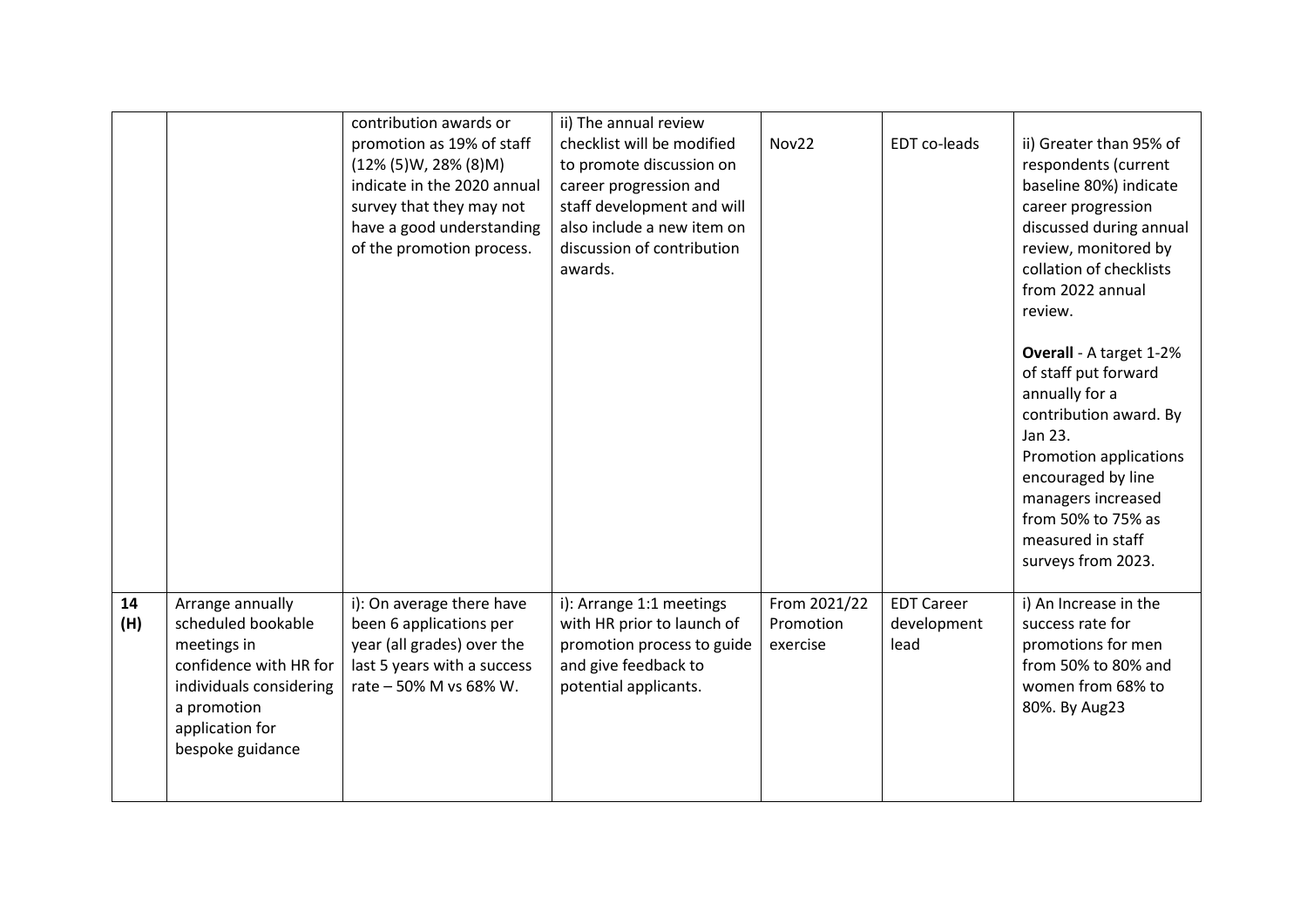| | | | | | | |
|---|---|---|---|---|---|---|
| | | contribution awards or promotion as 19% of staff (12% (5)W, 28% (8)M) indicate in the 2020 annual survey that they may not have a good understanding of the promotion process. | ii) The annual review checklist will be modified to promote discussion on career progression and staff development and will also include a new item on discussion of contribution awards. | Nov22 | EDT co-leads | ii) Greater than 95% of respondents (current baseline 80%) indicate career progression discussed during annual review, monitored by collation of checklists from 2022 annual review.<br><br>**Overall** - A target 1-2% of staff put forward annually for a contribution award. By Jan 23.<br>Promotion applications encouraged by line managers increased from 50% to 75% as measured in staff surveys from 2023. |
| 14 (H) | Arrange annually scheduled bookable meetings in confidence with HR for individuals considering a promotion application for bespoke guidance | i): On average there have been 6 applications per year (all grades) over the last 5 years with a success rate – 50% M vs 68% W. | i): Arrange 1:1 meetings with HR prior to launch of promotion process to guide and give feedback to potential applicants. | From 2021/22 Promotion exercise | EDT Career development lead | i) An Increase in the success rate for promotions for men from 50% to 80% and women from 68% to 80%. By Aug23 |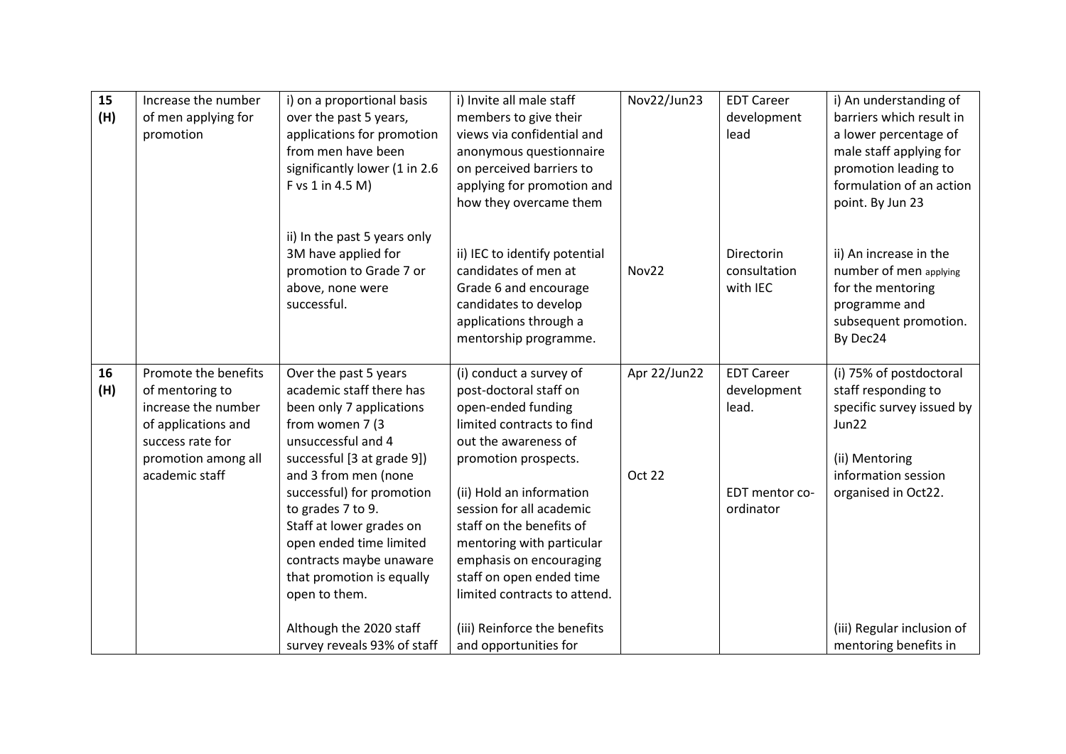| | | | | | | |
|---|---|---|---|---|---|---|
| **15 (H)** | Increase the number of men applying for promotion | i) on a proportional basis over the past 5 years, applications for promotion from men have been significantly lower (1 in 2.6 F vs 1 in 4.5 M)<br><br>ii) In the past 5 years only 3M have applied for promotion to Grade 7 or above, none were successful. | i) Invite all male staff members to give their views via confidential and anonymous questionnaire on perceived barriers to applying for promotion and how they overcame them<br><br>ii) IEC to identify potential candidates of men at Grade 6 and encourage candidates to develop applications through a mentorship programme. | Nov22/Jun23<br><br>Nov22 | EDT Career development lead<br><br>Directorin consultation with IEC | i) An understanding of barriers which result in a lower percentage of male staff applying for promotion leading to formulation of an action point. By Jun 23<br><br>ii) An increase in the number of men applying for the mentoring programme and subsequent promotion. By Dec24 |
| **16 (H)** | Promote the benefits of mentoring to increase the number of applications and success rate for promotion among all academic staff | Over the past 5 years academic staff there has been only 7 applications from women 7 (3 unsuccessful and 4 successful [3 at grade 9]) and 3 from men (none successful) for promotion to grades 7 to 9.<br>Staff at lower grades on open ended time limited contracts maybe unaware that promotion is equally open to them.<br><br>Although the 2020 staff survey reveals 93% of staff | (i) conduct a survey of post-doctoral staff on open-ended funding limited contracts to find out the awareness of promotion prospects.<br><br>(ii) Hold an information session for all academic staff on the benefits of mentoring with particular emphasis on encouraging staff on open ended time limited contracts to attend.<br><br>(iii) Reinforce the benefits and opportunities for | Apr 22/Jun22<br><br>Oct 22 | EDT Career development lead.<br><br>EDT mentor co-ordinator | (i) 75% of postdoctoral staff responding to specific survey issued by Jun22<br><br>(ii) Mentoring information session organised in Oct22.<br><br>(iii) Regular inclusion of mentoring benefits in |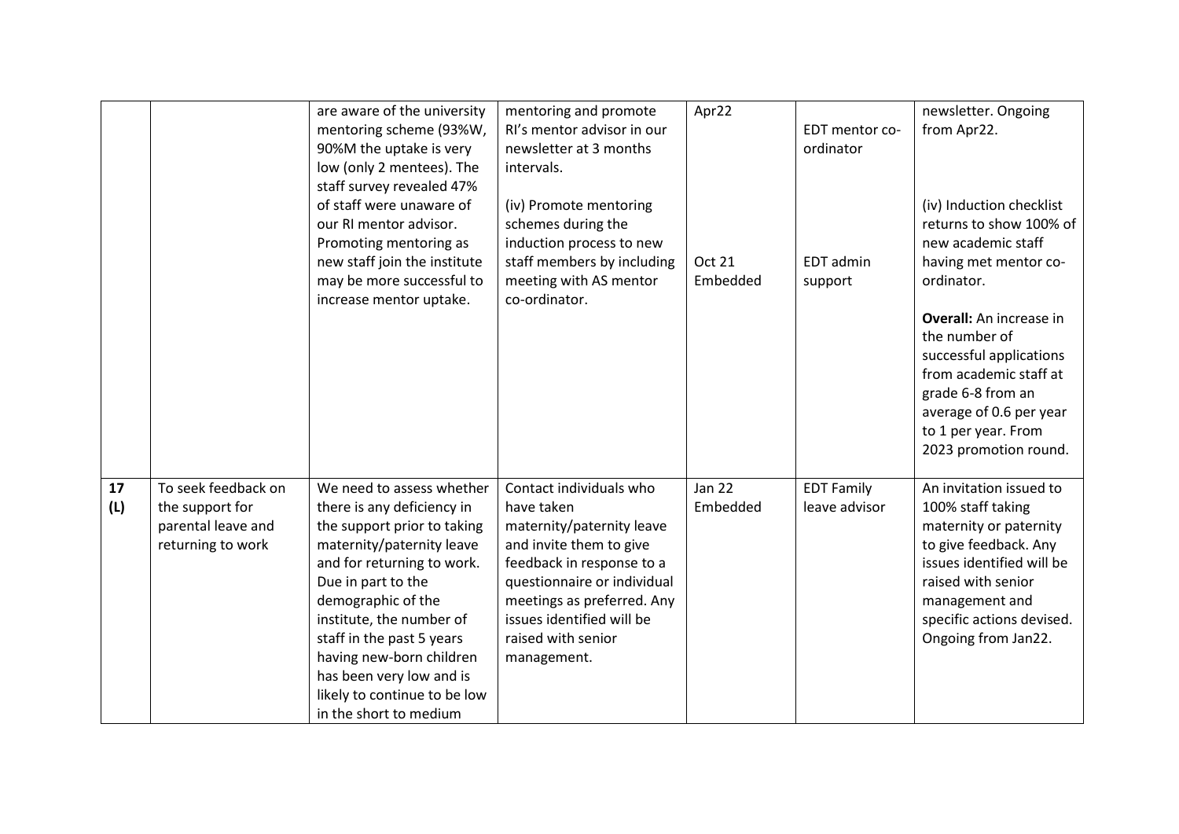| | | | | | | |
|---|---|---|---|---|---|---|
| | | are aware of the university mentoring scheme (93%W, 90%M the uptake is very low (only 2 mentees). The staff survey revealed 47% of staff were unaware of our RI mentor advisor. Promoting mentoring as new staff join the institute may be more successful to increase mentor uptake. | mentoring and promote RI's mentor advisor in our newsletter at 3 months intervals.<br><br>(iv) Promote mentoring schemes during the induction process to new staff members by including meeting with AS mentor co-ordinator. | Apr22<br><br>Oct 21 Embedded | EDT mentor co-ordinator<br><br>EDT admin support | newsletter. Ongoing from Apr22.<br><br>(iv) Induction checklist returns to show 100% of new academic staff having met mentor co-ordinator.<br><br>**Overall:** An increase in the number of successful applications from academic staff at grade 6-8 from an average of 0.6 per year to 1 per year. From 2023 promotion round. |
| **17 (L)** | To seek feedback on the support for parental leave and returning to work | We need to assess whether there is any deficiency in the support prior to taking maternity/paternity leave and for returning to work. Due in part to the demographic of the institute, the number of staff in the past 5 years having new-born children has been very low and is likely to continue to be low in the short to medium | Contact individuals who have taken maternity/paternity leave and invite them to give feedback in response to a questionnaire or individual meetings as preferred. Any issues identified will be raised with senior management. | Jan 22 Embedded | EDT Family leave advisor | An invitation issued to 100% staff taking maternity or paternity to give feedback. Any issues identified will be raised with senior management and specific actions devised. Ongoing from Jan22. |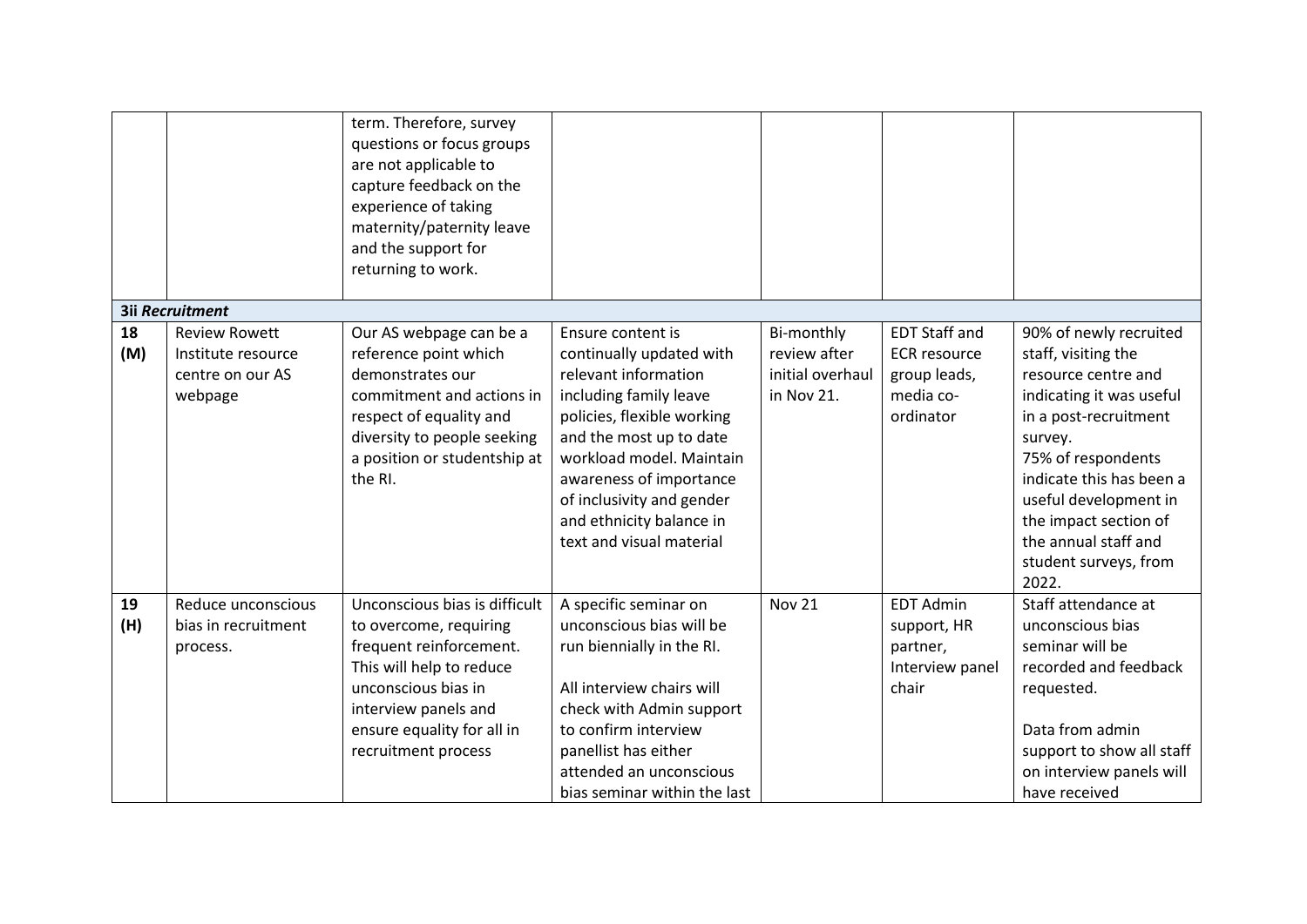| | | term. Therefore, survey questions or focus groups are not applicable to capture feedback on the experience of taking maternity/paternity leave and the support for returning to work. | | | | |
|---|---|---|---|---|---|---|
| **3ii *Recruitment*** | | | | | | |
| **18 (M)** | Review Rowett Institute resource centre on our AS webpage | Our AS webpage can be a reference point which demonstrates our commitment and actions in respect of equality and diversity to people seeking a position or studentship at the RI. | Ensure content is continually updated with relevant information including family leave policies, flexible working and the most up to date workload model. Maintain awareness of importance of inclusivity and gender and ethnicity balance in text and visual material | Bi-monthly review after initial overhaul in Nov 21. | EDT Staff and ECR resource group leads, media co-ordinator | 90% of newly recruited staff, visiting the resource centre and indicating it was useful in a post-recruitment survey.<br>75% of respondents indicate this has been a useful development in the impact section of the annual staff and student surveys, from 2022. |
| **19 (H)** | Reduce unconscious bias in recruitment process. | Unconscious bias is difficult to overcome, requiring frequent reinforcement. This will help to reduce unconscious bias in interview panels and ensure equality for all in recruitment process | A specific seminar on unconscious bias will be run biennially in the RI.<br><br>All interview chairs will check with Admin support to confirm interview panellist has either attended an unconscious bias seminar within the last | Nov 21 | EDT Admin support, HR partner, Interview panel chair | Staff attendance at unconscious bias seminar will be recorded and feedback requested.<br><br>Data from admin support to show all staff on interview panels will have received |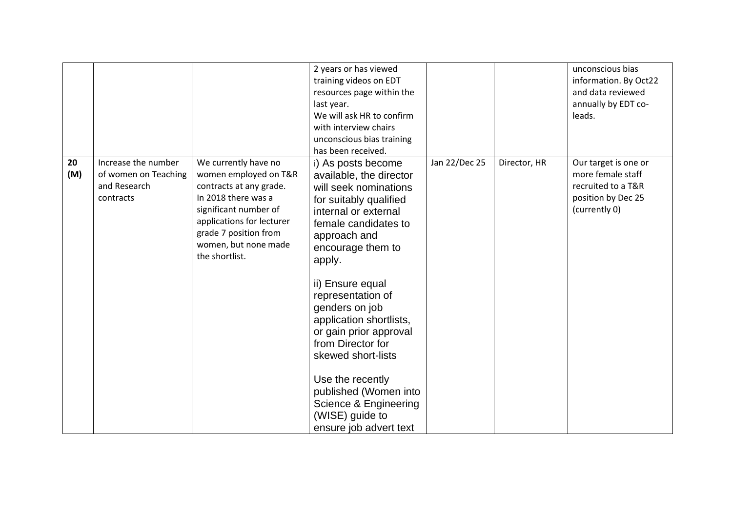|  |  |  | 2 years or has viewed training videos on EDT resources page within the last year.<br>We will ask HR to confirm with interview chairs unconscious bias training has been received. |  |  | unconscious bias information. By Oct22 and data reviewed annually by EDT co-leads. |
|---|---|---|---|---|---|---|
| **20 (M)** | Increase the number of women on Teaching and Research contracts | We currently have no women employed on T&R contracts at any grade. In 2018 there was a significant number of applications for lecturer grade 7 position from women, but none made the shortlist. | i) As posts become available, the director will seek nominations for suitably qualified internal or external female candidates to approach and encourage them to apply.<br><br>ii) Ensure equal representation of genders on job application shortlists, or gain prior approval from Director for skewed short-lists<br><br>Use the recently published (Women into Science & Engineering (WISE) guide to ensure job advert text | Jan 22/Dec 25 | Director, HR | Our target is one or more female staff recruited to a T&R position by Dec 25 (currently 0) |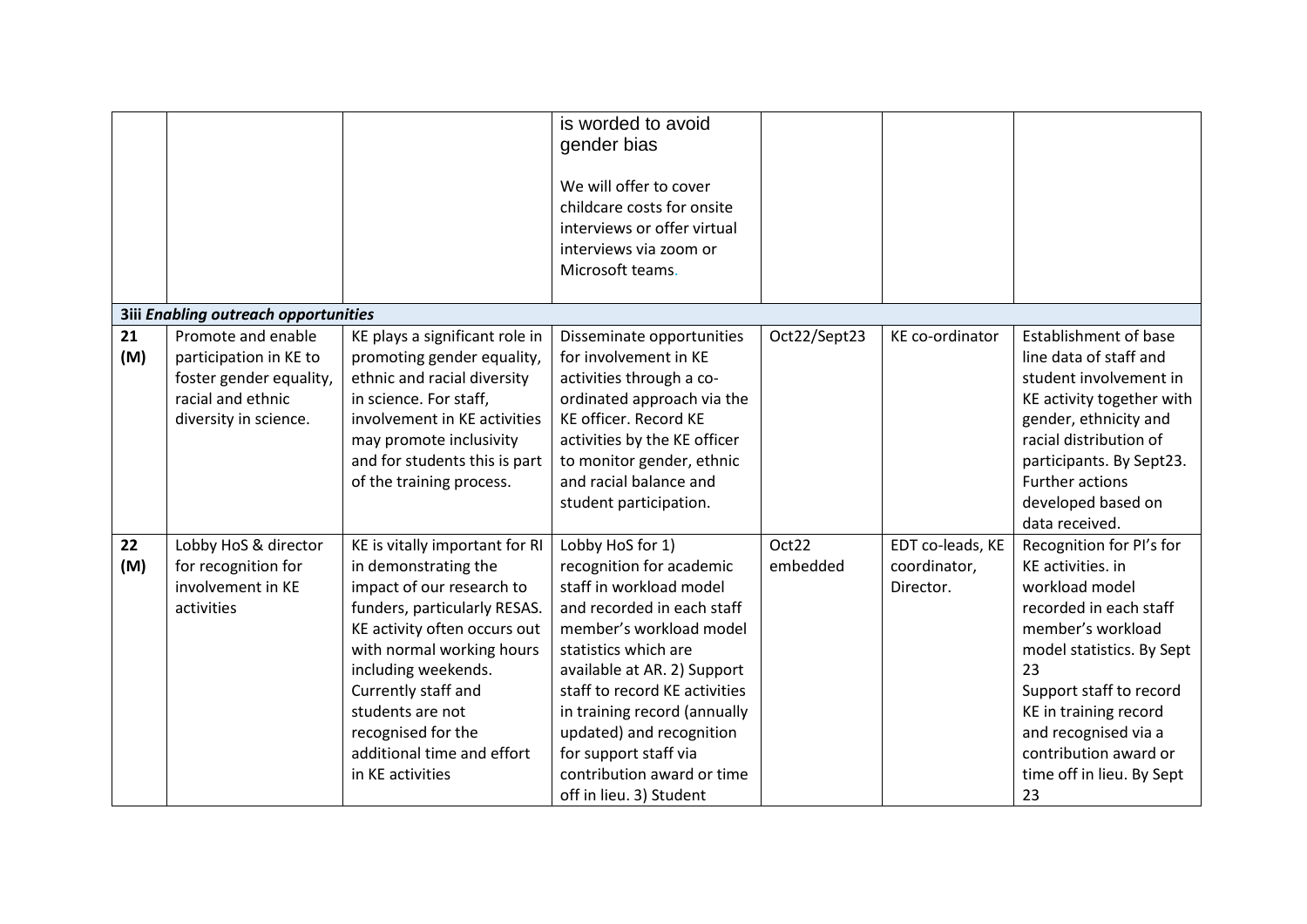| | | | is worded to avoid gender bias<br><br>We will offer to cover childcare costs for onsite interviews or offer virtual interviews via zoom or Microsoft teams. | | | |
|---|---|---|---|---|---|---|
| ***3iii Enabling outreach opportunities*** | | | | | | |
| **21 (M)** | Promote and enable participation in KE to foster gender equality, racial and ethnic diversity in science. | KE plays a significant role in promoting gender equality, ethnic and racial diversity in science. For staff, involvement in KE activities may promote inclusivity and for students this is part of the training process. | Disseminate opportunities for involvement in KE activities through a co-ordinated approach via the KE officer. Record KE activities by the KE officer to monitor gender, ethnic and racial balance and student participation. | Oct22/Sept23 | KE co-ordinator | Establishment of base line data of staff and student involvement in KE activity together with gender, ethnicity and racial distribution of participants. By Sept23. Further actions developed based on data received. |
| **22 (M)** | Lobby HoS & director for recognition for involvement in KE activities | KE is vitally important for RI in demonstrating the impact of our research to funders, particularly RESAS. KE activity often occurs out with normal working hours including weekends. Currently staff and students are not recognised for the additional time and effort in KE activities | Lobby HoS for 1) recognition for academic staff in workload model and recorded in each staff member's workload model statistics which are available at AR. 2) Support staff to record KE activities in training record (annually updated) and recognition for support staff via contribution award or time off in lieu. 3) Student | Oct22 embedded | EDT co-leads, KE coordinator, Director. | Recognition for PI's for KE activities. in workload model recorded in each staff member's workload model statistics. By Sept 23<br>Support staff to record KE in training record and recognised via a contribution award or time off in lieu. By Sept 23 |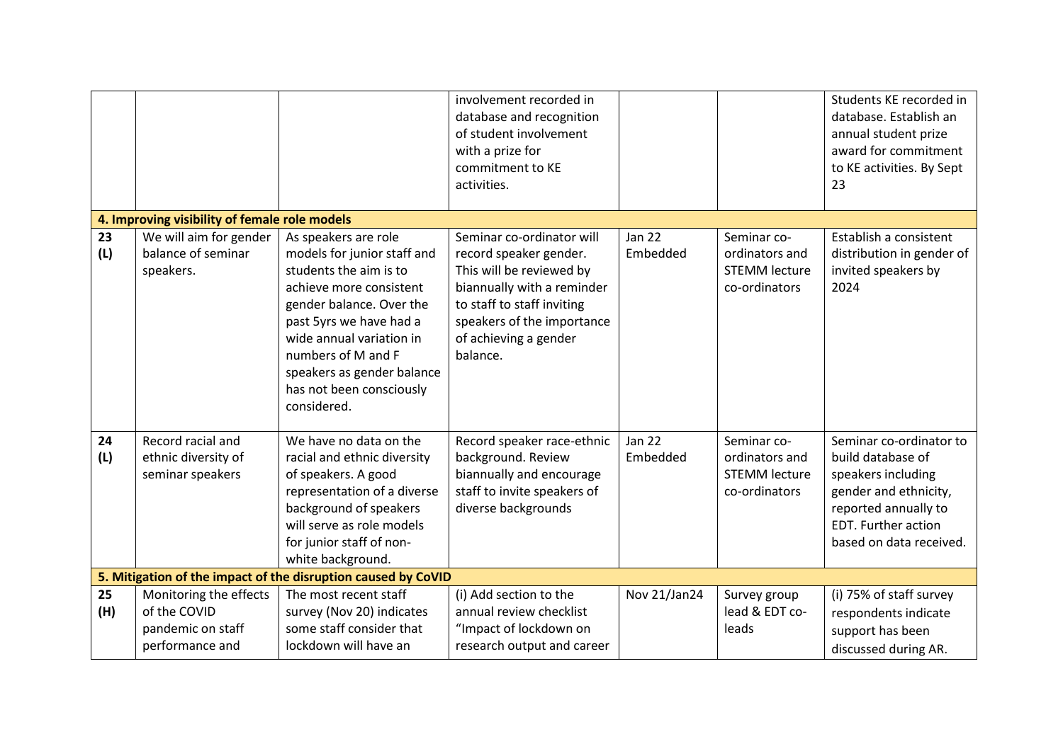| | | | | | | |
|---|---|---|---|---|---|---|
| | | | involvement recorded in database and recognition of student involvement with a prize for commitment to KE activities. | | | Students KE recorded in database. Establish an annual student prize award for commitment to KE activities. By Sept 23 |
| **4. Improving visibility of female role models** | | | | | | |
| **23 (L)** | We will aim for gender balance of seminar speakers. | As speakers are role models for junior staff and students the aim is to achieve more consistent gender balance. Over the past 5yrs we have had a wide annual variation in numbers of M and F speakers as gender balance has not been consciously considered. | Seminar co-ordinator will record speaker gender. This will be reviewed by biannually with a reminder to staff to staff inviting speakers of the importance of achieving a gender balance. | Jan 22 Embedded | Seminar co-ordinators and STEMM lecture co-ordinators | Establish a consistent distribution in gender of invited speakers by 2024 |
| **24 (L)** | Record racial and ethnic diversity of seminar speakers | We have no data on the racial and ethnic diversity of speakers. A good representation of a diverse background of speakers will serve as role models for junior staff of non-white background. | Record speaker race-ethnic background. Review biannually and encourage staff to invite speakers of diverse backgrounds | Jan 22 Embedded | Seminar co-ordinators and STEMM lecture co-ordinators | Seminar co-ordinator to build database of speakers including gender and ethnicity, reported annually to EDT. Further action based on data received. |
| **5. Mitigation of the impact of the disruption caused by CoVID** | | | | | | |
| **25 (H)** | Monitoring the effects of the COVID pandemic on staff performance and | The most recent staff survey (Nov 20) indicates some staff consider that lockdown will have an | (i) Add section to the annual review checklist "Impact of lockdown on research output and career | Nov 21/Jan24 | Survey group lead & EDT co-leads | (i) 75% of staff survey respondents indicate support has been discussed during AR. |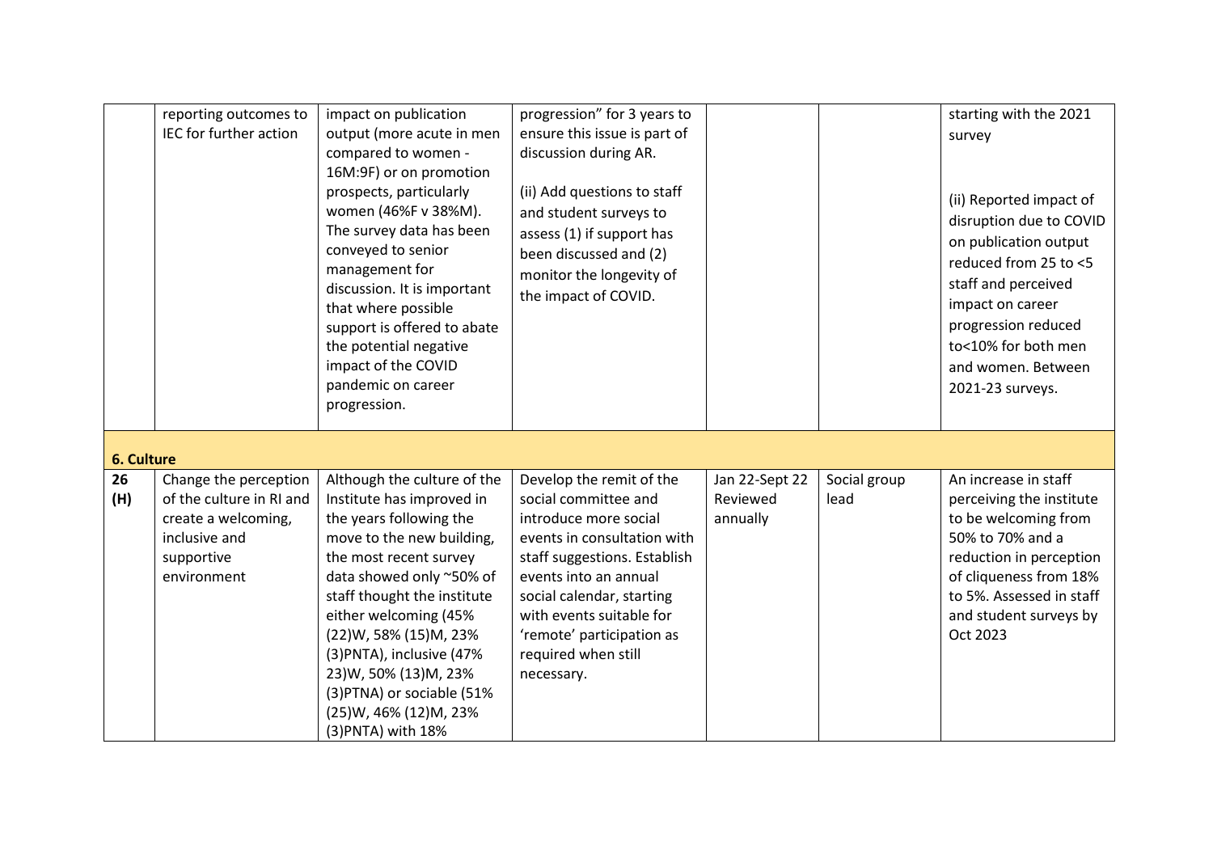|  |  |  |  |  |  |  |
|---|---|---|---|---|---|---|
|  | reporting outcomes to IEC for further action | impact on publication output (more acute in men compared to women - 16M:9F) or on promotion prospects, particularly women (46%F v 38%M). The survey data has been conveyed to senior management for discussion. It is important that where possible support is offered to abate the potential negative impact of the COVID pandemic on career progression. | progression" for 3 years to ensure this issue is part of discussion during AR.<br><br>(ii) Add questions to staff and student surveys to assess (1) if support has been discussed and (2) monitor the longevity of the impact of COVID. |  |  | starting with the 2021 survey<br><br>(ii) Reported impact of disruption due to COVID on publication output reduced from 25 to <5 staff and perceived impact on career progression reduced to<10% for both men and women. Between 2021-23 surveys. |
| **6. Culture** |  |  |  |  |  |  |
| **26 (H)** | Change the perception of the culture in RI and create a welcoming, inclusive and supportive environment | Although the culture of the Institute has improved in the years following the move to the new building, the most recent survey data showed only ~50% of staff thought the institute either welcoming (45% (22)W, 58% (15)M, 23% (3)PNTA), inclusive (47% 23)W, 50% (13)M, 23% (3)PTNA) or sociable (51% (25)W, 46% (12)M, 23% (3)PNTA) with 18% | Develop the remit of the social committee and introduce more social events in consultation with staff suggestions. Establish events into an annual social calendar, starting with events suitable for 'remote' participation as required when still necessary. | Jan 22-Sept 22 Reviewed annually | Social group lead | An increase in staff perceiving the institute to be welcoming from 50% to 70% and a reduction in perception of cliqueness from 18% to 5%. Assessed in staff and student surveys by Oct 2023 |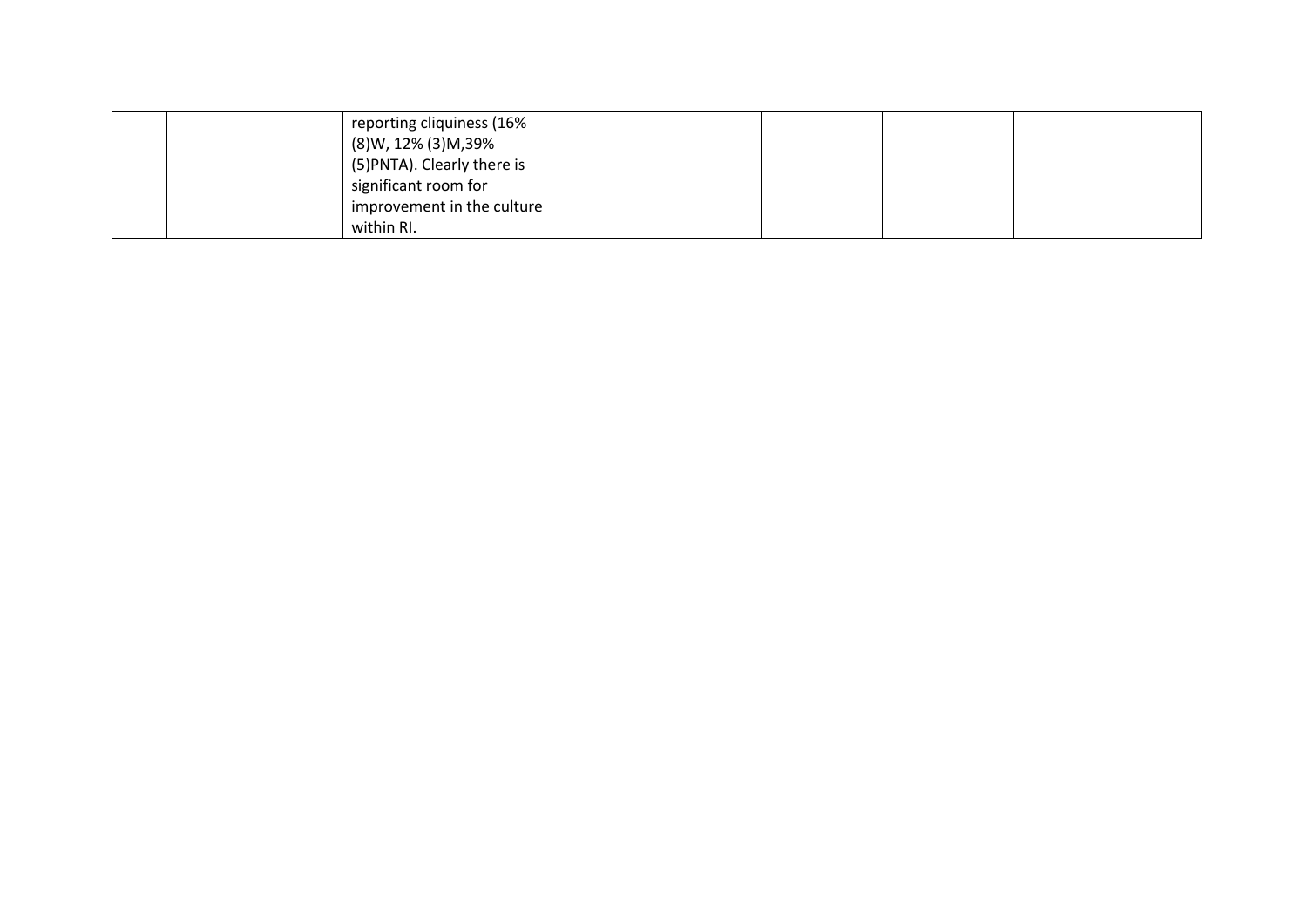| | | | | | | |
|---|---|---|---|---|---|---|
| | | reporting cliquiness (16% (8)W, 12% (3)M,39% (5)PNTA). Clearly there is significant room for improvement in the culture within RI. | | | | |